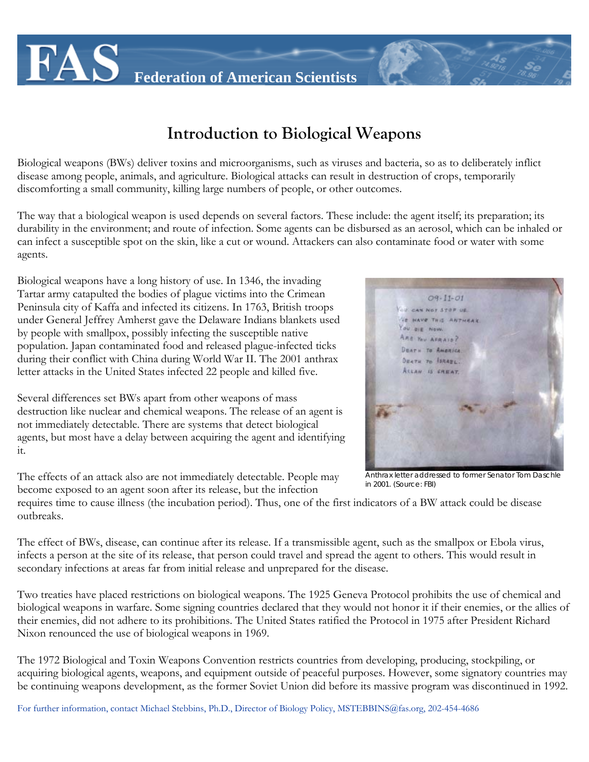**Federation of American Scientists**

# Introduction to Biological Weapons

Biological weapons (BWs) deliver toxins and microorganisms, such as viruses and bacteria, so as to deliberately inflict disease among people, animals, and agriculture. Biological attacks can result in destruction of crops, temporarily discomforting a small community, killing large numbers of people, or other outcomes.

The way that a biological weapon is used depends on several factors. These include: the agent itself; its preparation; its durability in the environment; and route of infection. Some agents can be disbursed as an aerosol, which can be inhaled or can infect a susceptible spot on the skin, like a cut or wound. Attackers can also contaminate food or water with some agents.

Biological weapons have a long history of use. In 1346, the invading Tartar army catapulted the bodies of plague victims into the Crimean Peninsula city of Kaffa and infected its citizens. In 1763, British troops under General Jeffrey Amherst gave the Delaware Indians blankets used by people with smallpox, possibly infecting the susceptible native population. Japan contaminated food and released plague-infected ticks during their conflict with China during World War II. The 2001 anthrax letter attacks in the United States infected 22 people and killed five.

Anthrax letter addressed to former Senator Tom Daschle in 2001. (Source: FBI)

Several differences set BWs apart from other weapons of mass destruction like nuclear and chemical weapons. The release of an agent is not immediately detectable. There are systems that detect biological agents, but most have a delay between acquiring the agent and identifying it.

The effects of an attack also are not immediately detectable. People may become exposed to an agent soon after its release, but the infection requires time to cause illness (the incubation period). Thus, one of the first indicators of a BW attack could be disease outbreaks.

The effect of BWs, disease, can continue after its release. If a transmissible agent, such as the smallpox or Ebola virus, infects a person at the site of its release, that person could travel and spread the agent to others. This would result in secondary infections at areas far from initial release and unprepared for the disease.

Two treaties have placed restrictions on biological weapons. The 1925 Geneva Protocol prohibits the use of chemical and biological weapons in warfare. Some signing countries declared that they would not honor it if their enemies, or the allies of their enemies, did not adhere to its prohibitions. The United States ratified the Protocol in 1975 after President Richard Nixon renounced the use of biological weapons in 1969.

The 1972 Biological and Toxin Weapons Convention restricts countries from developing, producing, stockpiling, or acquiring biological agents, weapons, and equipment outside of peaceful purposes. However, some signatory countries may be continuing weapons development, as the former Soviet Union did before its massive program was discontinued in 1992.

For further information, contact Michael Stebbins, Ph.D., Director of Biology Policy, MSTEBBINS@fas.org, 202-454-4686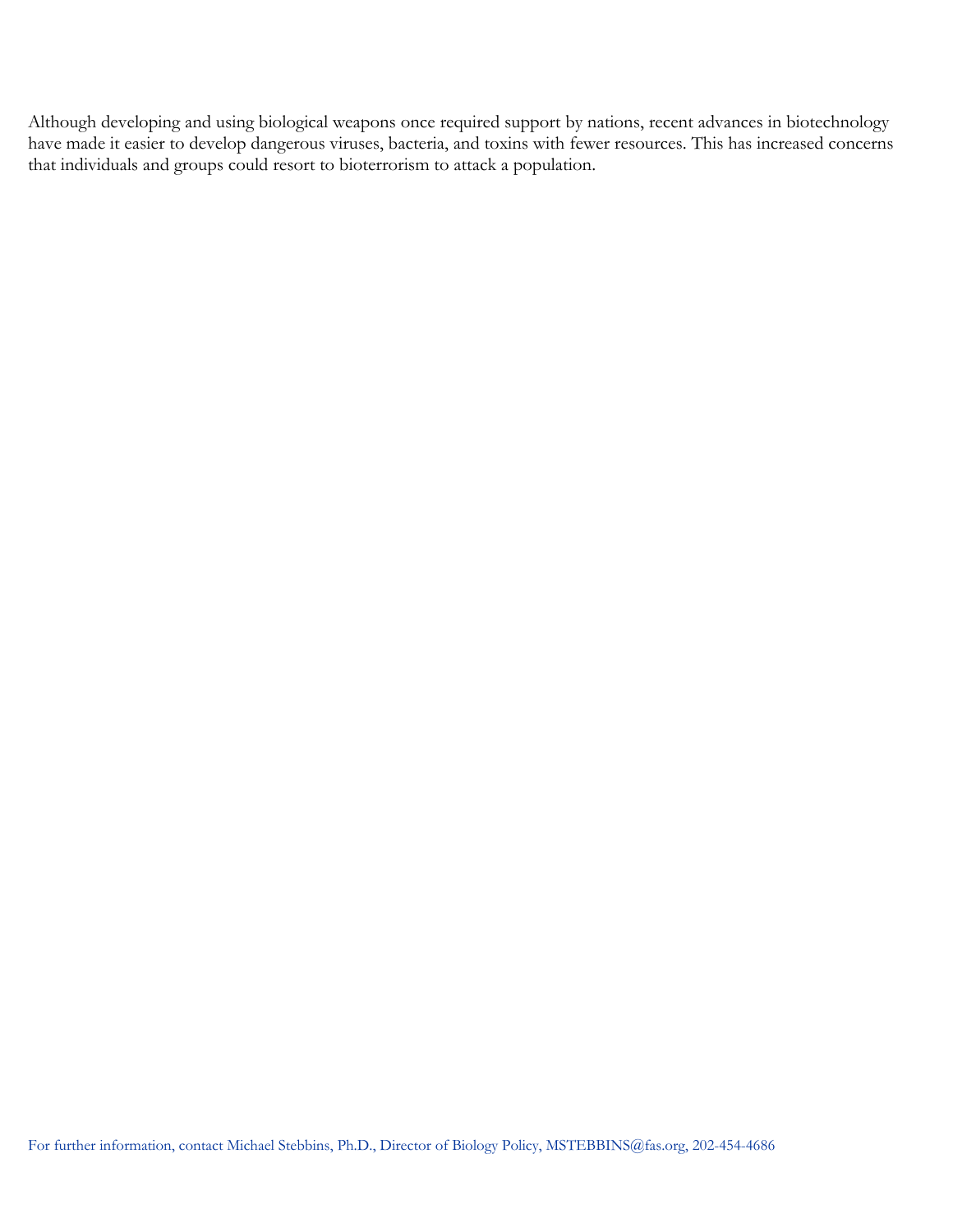Although developing and using biological weapons once required support by nations, recent advances in biotechnology have made it easier to develop dangerous viruses, bacteria, and toxins with fewer resources. This has increased concerns that individuals and groups could resort to bioterrorism to attack a population.

For further information, contact Michael Stebbins, Ph.D., Director of Biology Policy, MSTEBBINS@fas.org, 202-454-4686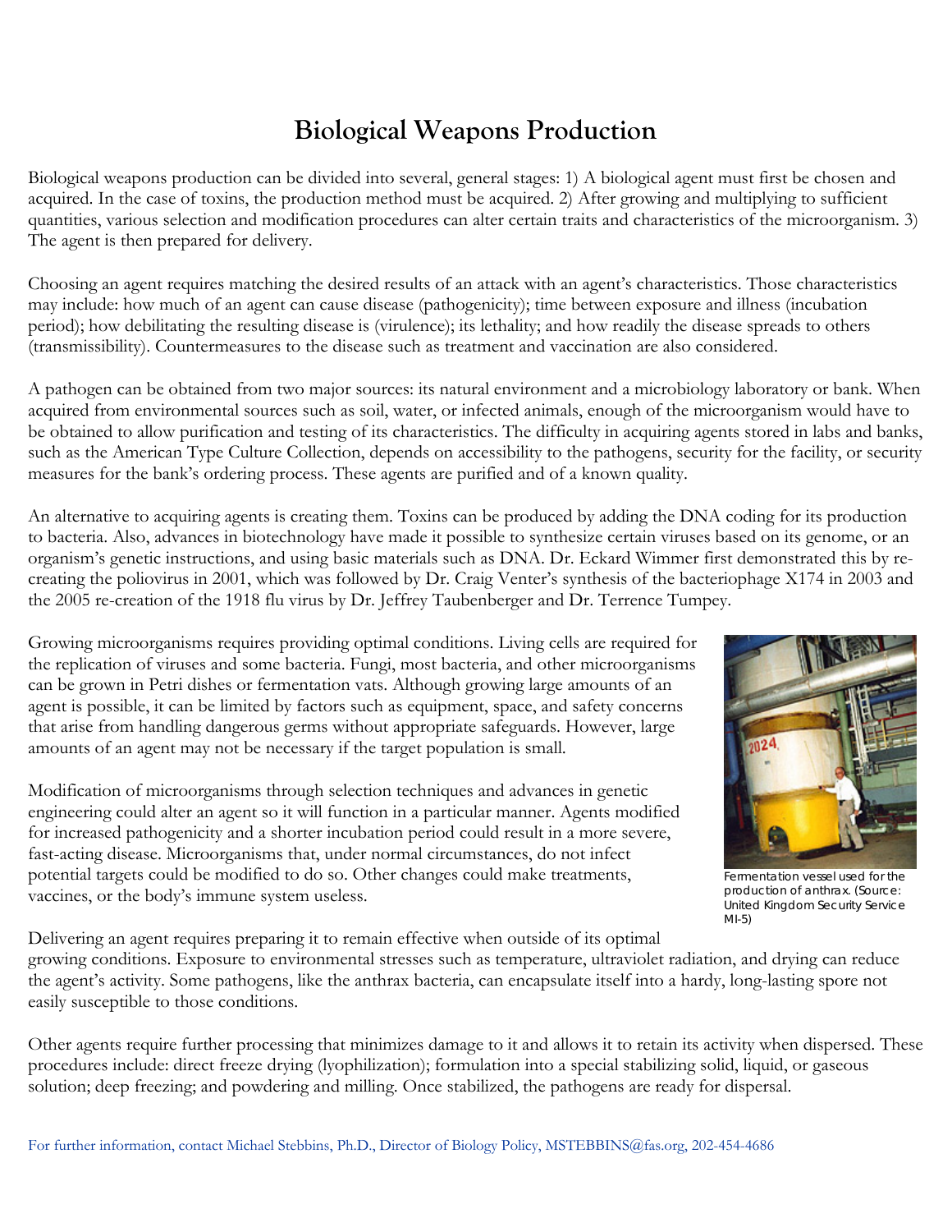# Biological Weapons Production

Biological weapons production can be divided into several, general stages: 1) A biological agent must first be chosen and acquired. In the case of toxins, the production method must be acquired. 2) After growing and multiplying to sufficient quantities, various selection and modification procedures can alter certain traits and characteristics of the microorganism. 3) The agent is then prepared for delivery.

Choosing an agent requires matching the desired results of an attack with an agent's characteristics. Those characteristics may include: how much of an agent can cause disease (pathogenicity); time between exposure and illness (incubation period); how debilitating the resulting disease is (virulence); its lethality; and how readily the disease spreads to others (transmissibility). Countermeasures to the disease such as treatment and vaccination are also considered.

A pathogen can be obtained from two major sources: its natural environment and a microbiology laboratory or bank. When acquired from environmental sources such as soil, water, or infected animals, enough of the microorganism would have to be obtained to allow purification and testing of its characteristics. The difficulty in acquiring agents stored in labs and banks, such as the American Type Culture Collection, depends on accessibility to the pathogens, security for the facility, or security measures for the bank's ordering process. These agents are purified and of a known quality.

An alternative to acquiring agents is creating them. Toxins can be produced by adding the DNA coding for its production to bacteria. Also, advances in biotechnology have made it possible to synthesize certain viruses based on its genome, or an organism's genetic instructions, and using basic materials such as DNA. Dr. Eckard Wimmer first demonstrated this by re-creating the poliovirus in 2001, which was followed by Dr. Craig Venter's synthesis of the bacteriophage X174 in 2003 and the 2005 re-creation of the 1918 flu virus by Dr. Jeffrey Taubenberger and Dr. Terrence Tumpey.

Growing microorganisms requires providing optimal conditions. Living cells are required for the replication of viruses and some bacteria. Fungi, most bacteria, and other microorganisms can be grown in Petri dishes or fermentation vats. Although growing large amounts of an agent is possible, it can be limited by factors such as equipment, space, and safety concerns that arise from handling dangerous germs without appropriate safeguards. However, large amounts of an agent may not be necessary if the target population is small.

Fermentation vessel used for the production of anthrax. (Source: United Kingdom Security Service MI-5)

Modification of microorganisms through selection techniques and advances in genetic engineering could alter an agent so it will function in a particular manner. Agents modified for increased pathogenicity and a shorter incubation period could result in a more severe, fast-acting disease. Microorganisms that, under normal circumstances, do not infect potential targets could be modified to do so. Other changes could make treatments, vaccines, or the body's immune system useless.

Delivering an agent requires preparing it to remain effective when outside of its optimal growing conditions. Exposure to environmental stresses such as temperature, ultraviolet radiation, and drying can reduce the agent's activity. Some pathogens, like the anthrax bacteria, can encapsulate itself into a hardy, long-lasting spore not easily susceptible to those conditions.

Other agents require further processing that minimizes damage to it and allows it to retain its activity when dispersed. These procedures include: direct freeze drying (lyophilization); formulation into a special stabilizing solid, liquid, or gaseous solution; deep freezing; and powdering and milling. Once stabilized, the pathogens are ready for dispersal.

For further information, contact Michael Stebbins, Ph.D., Director of Biology Policy, MSTEBBINS@fas.org, 202-454-4686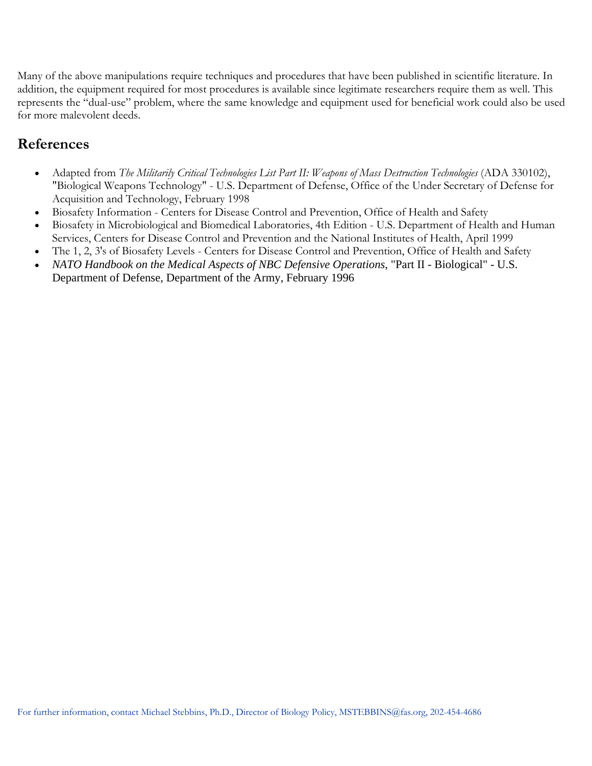Many of the above manipulations require techniques and procedures that have been published in scientific literature. In addition, the equipment required for most procedures is available since legitimate researchers require them as well. This represents the "dual-use" problem, where the same knowledge and equipment used for beneficial work could also be used for more malevolent deeds.

## References

- Adapted from *The Militarily Critical Technologies List Part II: Weapons of Mass Destruction Technologies* (ADA 330102), "Biological Weapons Technology" - U.S. Department of Defense, Office of the Under Secretary of Defense for Acquisition and Technology, February 1998
- Biosafety Information - Centers for Disease Control and Prevention, Office of Health and Safety
- Biosafety in Microbiological and Biomedical Laboratories, 4th Edition - U.S. Department of Health and Human Services, Centers for Disease Control and Prevention and the National Institutes of Health, April 1999
- The 1, 2, 3's of Biosafety Levels - Centers for Disease Control and Prevention, Office of Health and Safety
- *NATO Handbook on the Medical Aspects of NBC Defensive Operations*, "Part II - Biological" - U.S. Department of Defense, Department of the Army, February 1996

For further information, contact Michael Stebbins, Ph.D., Director of Biology Policy, MSTEBBINS@fas.org, 202-454-4686